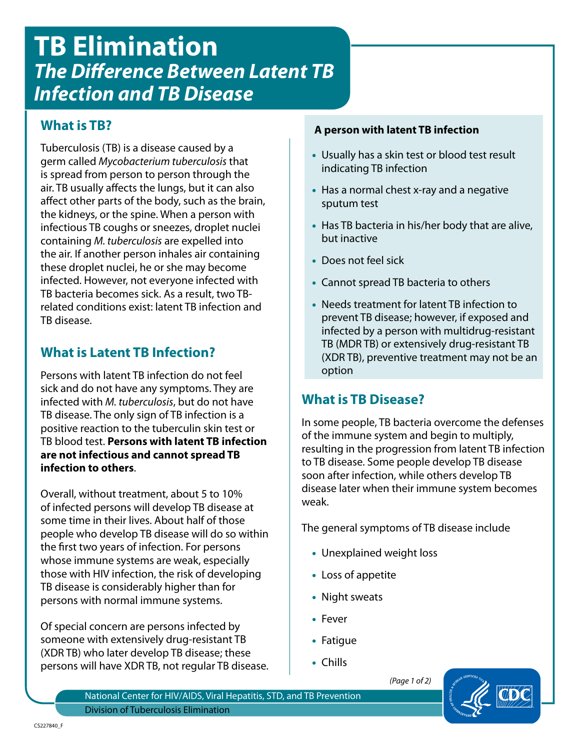# TB Elimination

## *The Difference Between Latent TB Infection and TB Disease*

## What is TB?

Tuberculosis (TB) is a disease caused by a germ called *Mycobacterium tuberculosis* that is spread from person to person through the air. TB usually affects the lungs, but it can also affect other parts of the body, such as the brain, the kidneys, or the spine. When a person with infectious TB coughs or sneezes, droplet nuclei containing *M. tuberculosis* are expelled into the air. If another person inhales air containing these droplet nuclei, he or she may become infected. However, not everyone infected with TB bacteria becomes sick. As a result, two TB-related conditions exist: latent TB infection and TB disease.

## What is Latent TB Infection?

Persons with latent TB infection do not feel sick and do not have any symptoms. They are infected with *M. tuberculosis*, but do not have TB disease. The only sign of TB infection is a positive reaction to the tuberculin skin test or TB blood test. **Persons with latent TB infection are not infectious and cannot spread TB infection to others**.

Overall, without treatment, about 5 to 10% of infected persons will develop TB disease at some time in their lives. About half of those people who develop TB disease will do so within the first two years of infection. For persons whose immune systems are weak, especially those with HIV infection, the risk of developing TB disease is considerably higher than for persons with normal immune systems.

Of special concern are persons infected by someone with extensively drug-resistant TB (XDR TB) who later develop TB disease; these persons will have XDR TB, not regular TB disease.

**A person with latent TB infection**

- Usually has a skin test or blood test result indicating TB infection
- Has a normal chest x-ray and a negative sputum test
- Has TB bacteria in his/her body that are alive, but inactive
- Does not feel sick
- Cannot spread TB bacteria to others
- Needs treatment for latent TB infection to prevent TB disease; however, if exposed and infected by a person with multidrug-resistant TB (MDR TB) or extensively drug-resistant TB (XDR TB), preventive treatment may not be an option

## What is TB Disease?

In some people, TB bacteria overcome the defenses of the immune system and begin to multiply, resulting in the progression from latent TB infection to TB disease. Some people develop TB disease soon after infection, while others develop TB disease later when their immune system becomes weak.

The general symptoms of TB disease include

- Unexplained weight loss
- Loss of appetite
- Night sweats
- Fever
- Fatigue
- Chills

National Center for HIV/AIDS, Viral Hepatitis, STD, and TB Prevention
Division of Tuberculosis Elimination

CS227840_F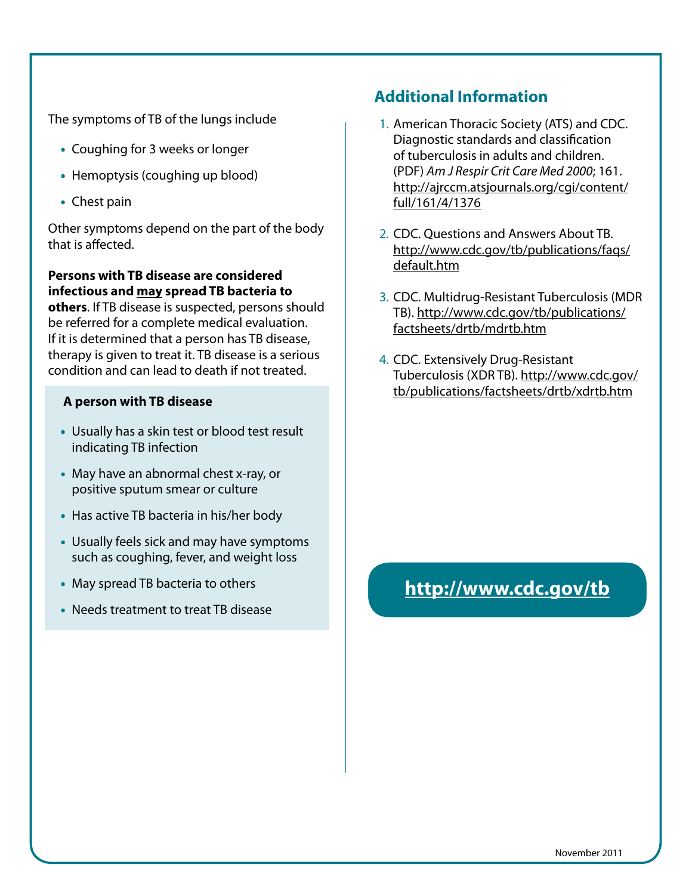The symptoms of TB of the lungs include

- Coughing for 3 weeks or longer
- Hemoptysis (coughing up blood)
- Chest pain

Other symptoms depend on the part of the body that is affected.

**Persons with TB disease are considered infectious and may spread TB bacteria to others**. If TB disease is suspected, persons should be referred for a complete medical evaluation. If it is determined that a person has TB disease, therapy is given to treat it. TB disease is a serious condition and can lead to death if not treated.

**A person with TB disease**

- Usually has a skin test or blood test result indicating TB infection
- May have an abnormal chest x-ray, or positive sputum smear or culture
- Has active TB bacteria in his/her body
- Usually feels sick and may have symptoms such as coughing, fever, and weight loss
- May spread TB bacteria to others
- Needs treatment to treat TB disease

## Additional Information

1. American Thoracic Society (ATS) and CDC. Diagnostic standards and classification of tuberculosis in adults and children. (PDF) *Am J Respir Crit Care Med 2000*; 161. http://ajrccm.atsjournals.org/cgi/content/full/161/4/1376
2. CDC. Questions and Answers About TB. http://www.cdc.gov/tb/publications/faqs/default.htm
3. CDC. Multidrug-Resistant Tuberculosis (MDR TB). http://www.cdc.gov/tb/publications/factsheets/drtb/mdrtb.htm
4. CDC. Extensively Drug-Resistant Tuberculosis (XDR TB). http://www.cdc.gov/tb/publications/factsheets/drtb/xdrtb.htm

**http://www.cdc.gov/tb**

November 2011